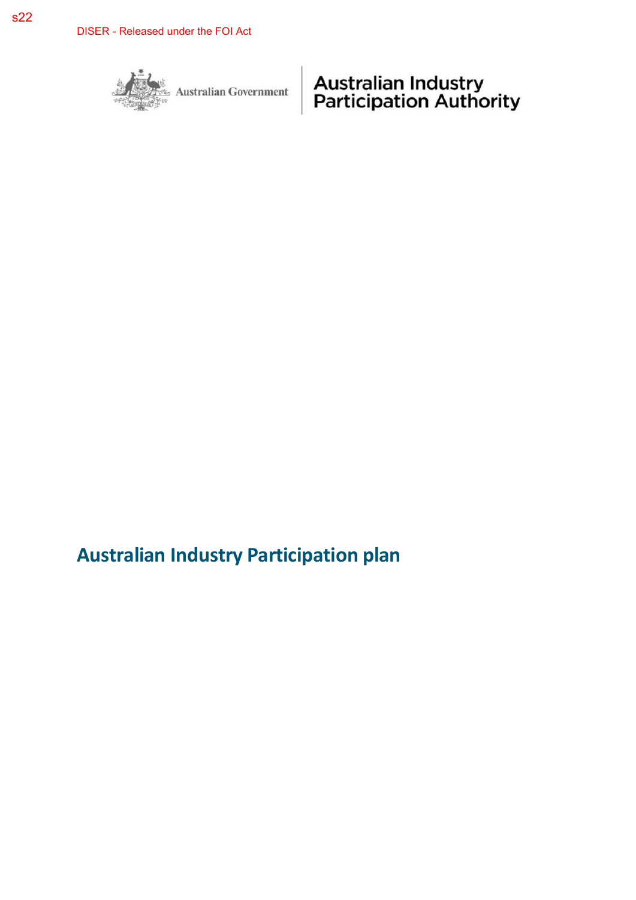s22

DISER - Released under the FOI Act

Australian Government | Australian Industry Participation Authority

# Australian Industry Participation plan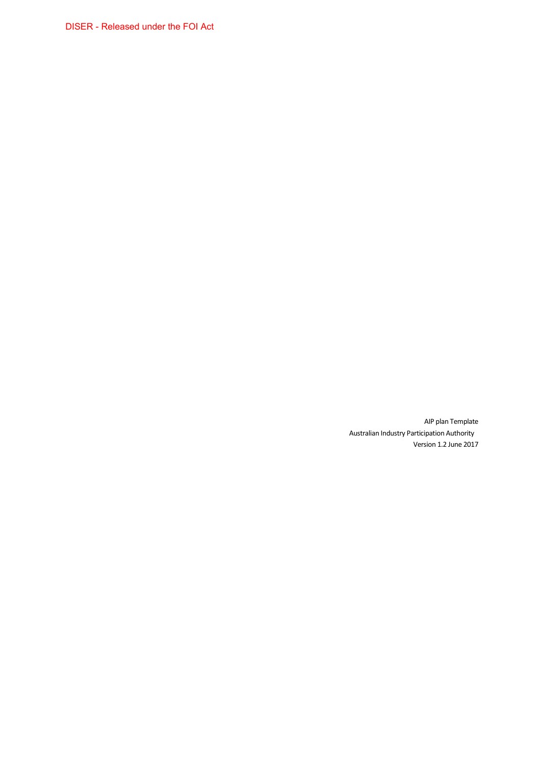DISER - Released under the FOI Act

AIP plan Template
Australian Industry Participation Authority
Version 1.2 June 2017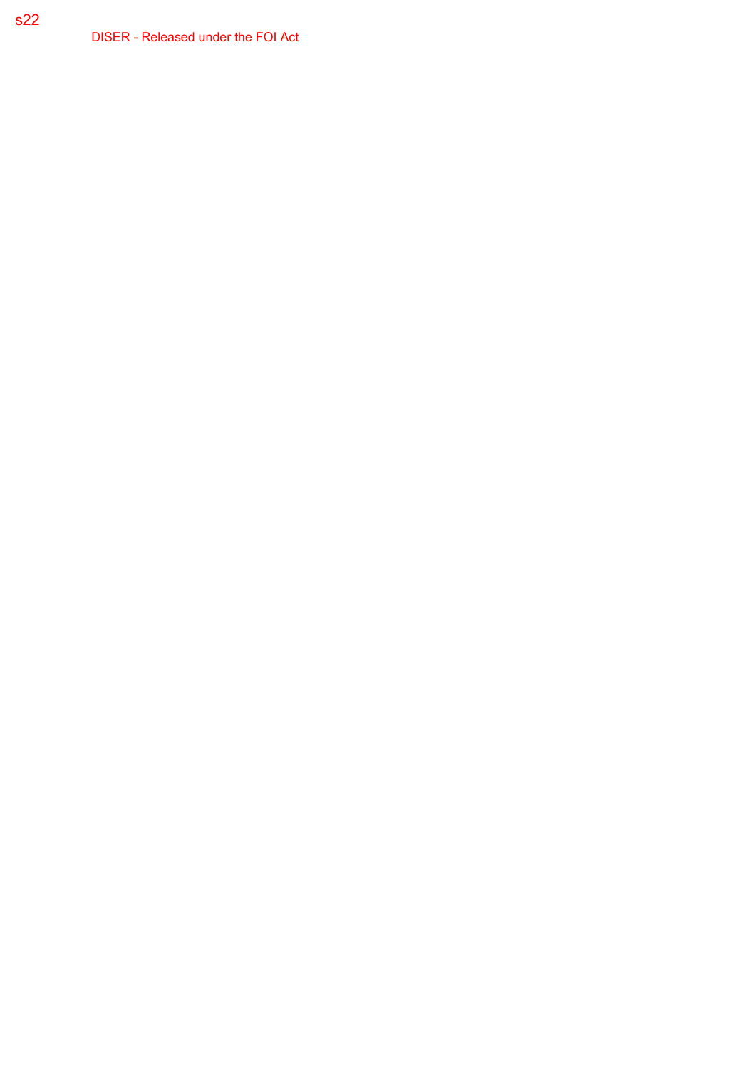s22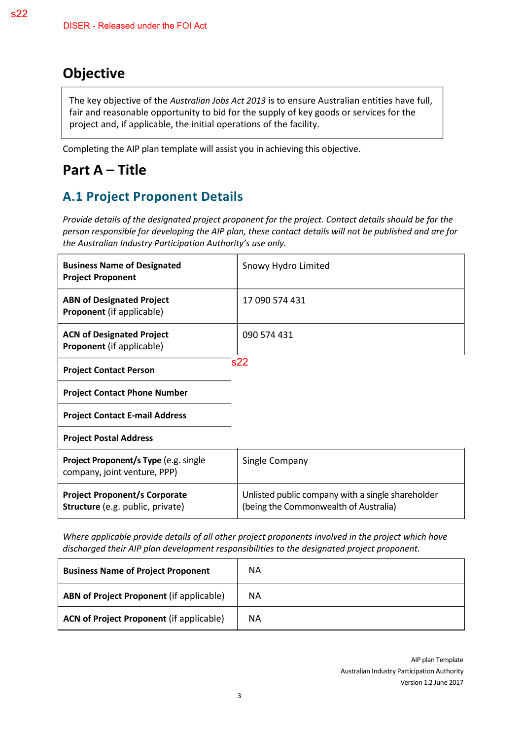s22

DISER - Released under the FOI Act

## Objective

The key objective of the *Australian Jobs Act 2013* is to ensure Australian entities have full, fair and reasonable opportunity to bid for the supply of key goods or services for the project and, if applicable, the initial operations of the facility.

Completing the AIP plan template will assist you in achieving this objective.

# Part A – Title

## A.1 Project Proponent Details

*Provide details of the designated project proponent for the project. Contact details should be for the person responsible for developing the AIP plan, these contact details will not be published and are for the Australian Industry Participation Authority's use only.*

| | |
|---|---|
| **Business Name of Designated Project Proponent** | Snowy Hydro Limited |
| **ABN of Designated Project Proponent** (if applicable) | 17 090 574 431 |
| **ACN of Designated Project Proponent** (if applicable) | 090 574 431 |
| **Project Contact Person** | s22 |
| **Project Contact Phone Number** | |
| **Project Contact E-mail Address** | |
| **Project Postal Address** | |
| **Project Proponent/s Type** (e.g. single company, joint venture, PPP) | Single Company |
| **Project Proponent/s Corporate Structure** (e.g. public, private) | Unlisted public company with a single shareholder (being the Commonwealth of Australia) |

*Where applicable provide details of all other project proponents involved in the project which have discharged their AIP plan development responsibilities to the designated project proponent.*

| | |
|---|---|
| **Business Name of Project Proponent** | NA |
| **ABN of Project Proponent** (if applicable) | NA |
| **ACN of Project Proponent** (if applicable) | NA |

AIP plan Template
Australian Industry Participation Authority
Version 1.2 June 2017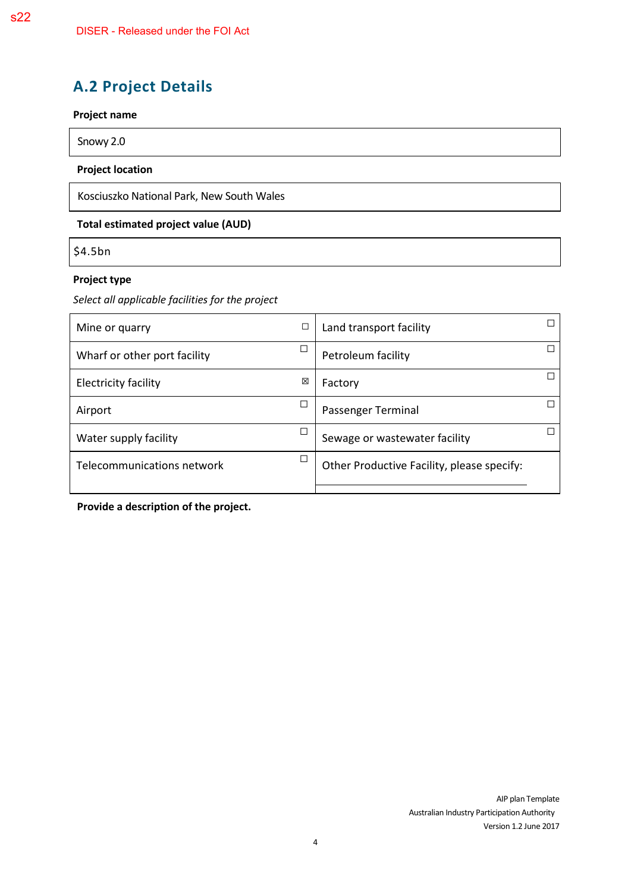s22

DISER - Released under the FOI Act

## A.2 Project Details

**Project name**

Snowy 2.0

**Project location**

Kosciuszko National Park, New South Wales

**Total estimated project value (AUD)**

$4.5bn

**Project type**

*Select all applicable facilities for the project*

| Facility | | Facility | |
|---|---|---|---|
| Mine or quarry | ☐ | Land transport facility | ☐ |
| Wharf or other port facility | ☐ | Petroleum facility | ☐ |
| Electricity facility | ☒ | Factory | ☐ |
| Airport | ☐ | Passenger Terminal | ☐ |
| Water supply facility | ☐ | Sewage or wastewater facility | ☐ |
| Telecommunications network | ☐ | Other Productive Facility, please specify: | |

**Provide a description of the project.**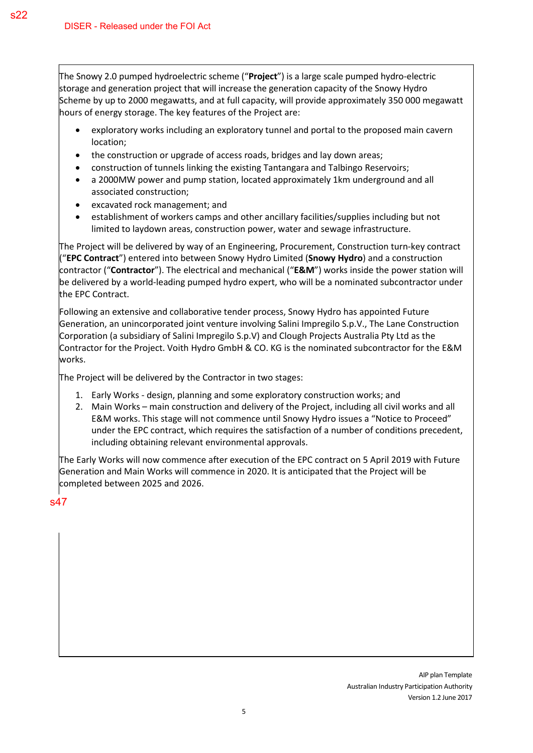s22

DISER - Released under the FOI Act

The Snowy 2.0 pumped hydroelectric scheme ("**Project**") is a large scale pumped hydro-electric storage and generation project that will increase the generation capacity of the Snowy Hydro Scheme by up to 2000 megawatts, and at full capacity, will provide approximately 350 000 megawatt hours of energy storage. The key features of the Project are:

- exploratory works including an exploratory tunnel and portal to the proposed main cavern location;
- the construction or upgrade of access roads, bridges and lay down areas;
- construction of tunnels linking the existing Tantangara and Talbingo Reservoirs;
- a 2000MW power and pump station, located approximately 1km underground and all associated construction;
- excavated rock management; and
- establishment of workers camps and other ancillary facilities/supplies including but not limited to laydown areas, construction power, water and sewage infrastructure.

The Project will be delivered by way of an Engineering, Procurement, Construction turn-key contract ("**EPC Contract**") entered into between Snowy Hydro Limited (**Snowy Hydro**) and a construction contractor ("**Contractor**"). The electrical and mechanical ("**E&M**") works inside the power station will be delivered by a world-leading pumped hydro expert, who will be a nominated subcontractor under the EPC Contract.

Following an extensive and collaborative tender process, Snowy Hydro has appointed Future Generation, an unincorporated joint venture involving Salini Impregilo S.p.V., The Lane Construction Corporation (a subsidiary of Salini Impregilo S.p.V) and Clough Projects Australia Pty Ltd as the Contractor for the Project. Voith Hydro GmbH & CO. KG is the nominated subcontractor for the E&M works.

The Project will be delivered by the Contractor in two stages:

1. Early Works - design, planning and some exploratory construction works; and
2. Main Works – main construction and delivery of the Project, including all civil works and all E&M works. This stage will not commence until Snowy Hydro issues a "Notice to Proceed" under the EPC contract, which requires the satisfaction of a number of conditions precedent, including obtaining relevant environmental approvals.

The Early Works will now commence after execution of the EPC contract on 5 April 2019 with Future Generation and Main Works will commence in 2020. It is anticipated that the Project will be completed between 2025 and 2026.

s47

AIP plan Template
Australian Industry Participation Authority
Version 1.2 June 2017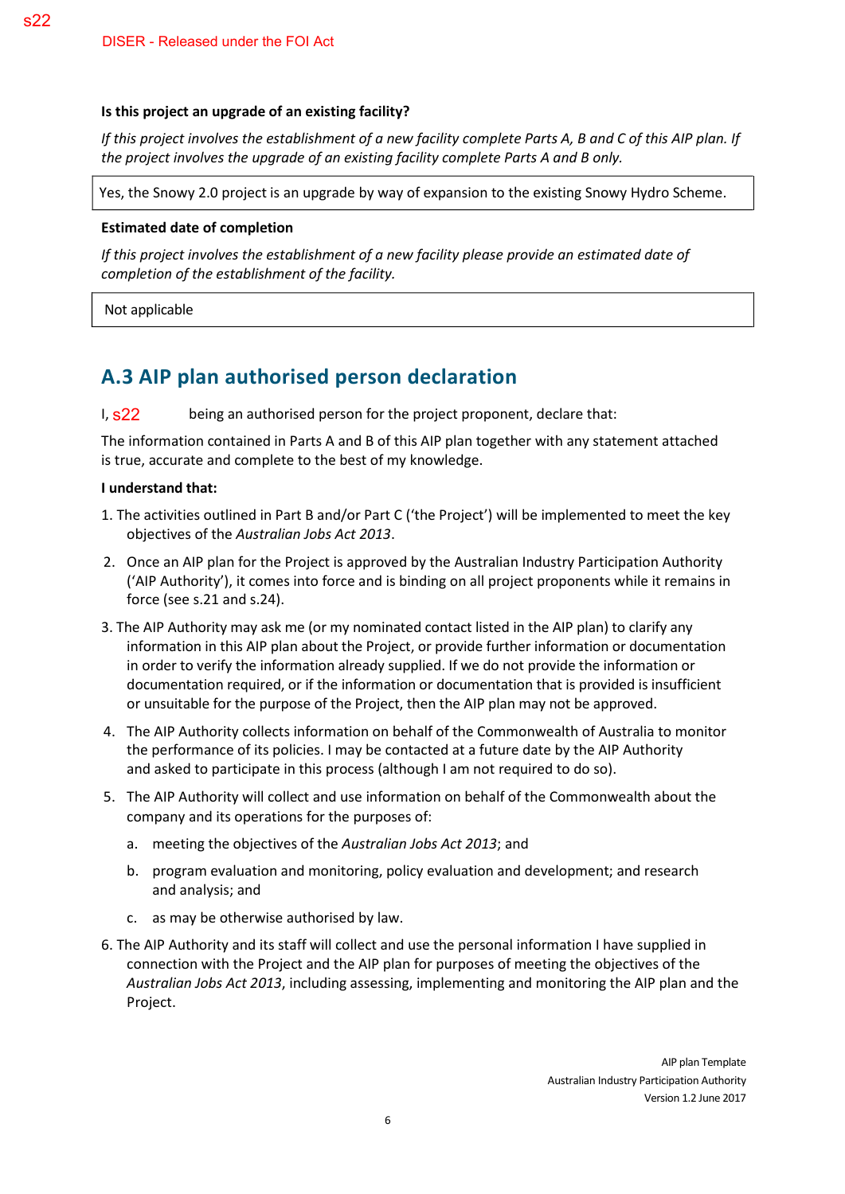**Is this project an upgrade of an existing facility?**

*If this project involves the establishment of a new facility complete Parts A, B and C of this AIP plan. If the project involves the upgrade of an existing facility complete Parts A and B only.*

| Yes, the Snowy 2.0 project is an upgrade by way of expansion to the existing Snowy Hydro Scheme. |
|---|

**Estimated date of completion**

*If this project involves the establishment of a new facility please provide an estimated date of completion of the establishment of the facility.*

| Not applicable |
|---|

## A.3 AIP plan authorised person declaration

I, s22 being an authorised person for the project proponent, declare that:

The information contained in Parts A and B of this AIP plan together with any statement attached is true, accurate and complete to the best of my knowledge.

**I understand that:**

1. The activities outlined in Part B and/or Part C ('the Project') will be implemented to meet the key objectives of the *Australian Jobs Act 2013*.
2. Once an AIP plan for the Project is approved by the Australian Industry Participation Authority ('AIP Authority'), it comes into force and is binding on all project proponents while it remains in force (see s.21 and s.24).
3. The AIP Authority may ask me (or my nominated contact listed in the AIP plan) to clarify any information in this AIP plan about the Project, or provide further information or documentation in order to verify the information already supplied. If we do not provide the information or documentation required, or if the information or documentation that is provided is insufficient or unsuitable for the purpose of the Project, then the AIP plan may not be approved.
4. The AIP Authority collects information on behalf of the Commonwealth of Australia to monitor the performance of its policies. I may be contacted at a future date by the AIP Authority and asked to participate in this process (although I am not required to do so).
5. The AIP Authority will collect and use information on behalf of the Commonwealth about the company and its operations for the purposes of:
    a. meeting the objectives of the *Australian Jobs Act 2013*; and
    b. program evaluation and monitoring, policy evaluation and development; and research and analysis; and
    c. as may be otherwise authorised by law.
6. The AIP Authority and its staff will collect and use the personal information I have supplied in connection with the Project and the AIP plan for purposes of meeting the objectives of the *Australian Jobs Act 2013*, including assessing, implementing and monitoring the AIP plan and the Project.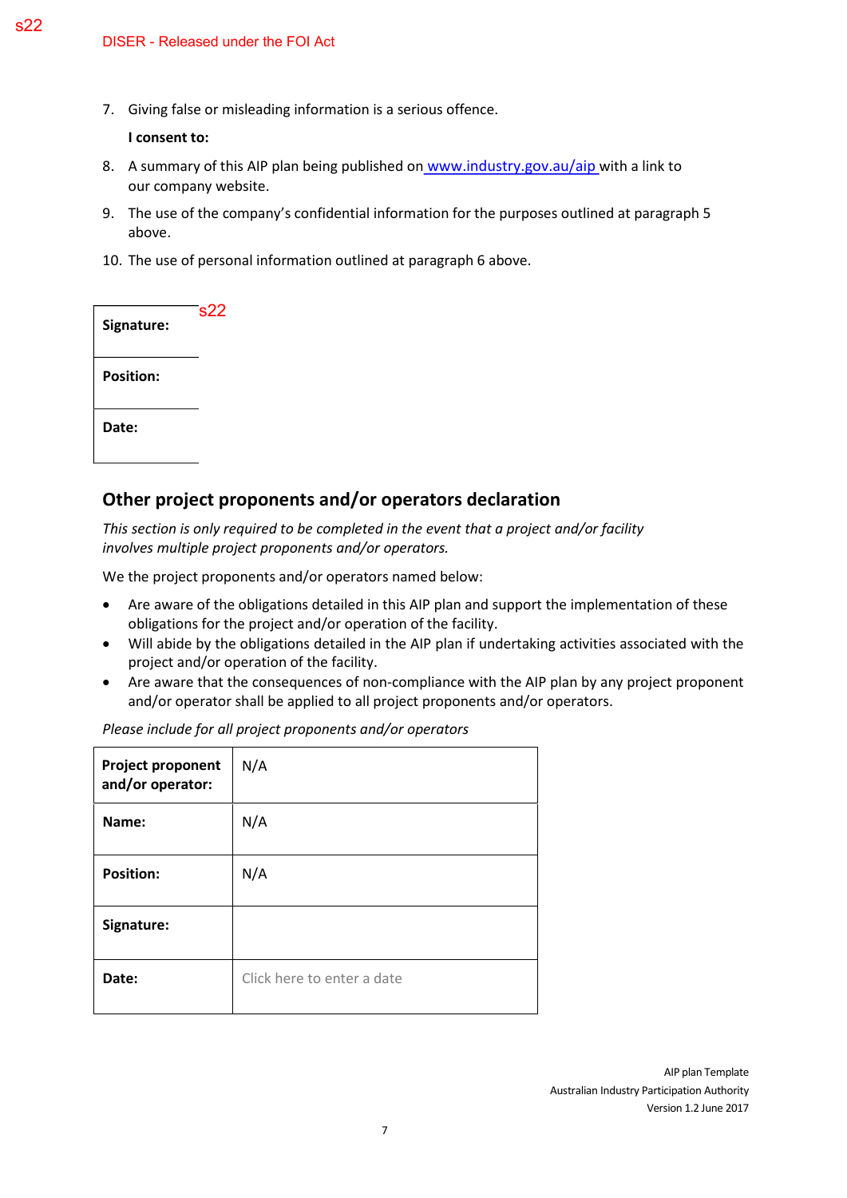s22

DISER - Released under the FOI Act

7. Giving false or misleading information is a serious offence.

   **I consent to:**

8. A summary of this AIP plan being published on www.industry.gov.au/aip with a link to our company website.
9. The use of the company's confidential information for the purposes outlined at paragraph 5 above.
10. The use of personal information outlined at paragraph 6 above.

| | |
|---|---|
| **Signature:** | s22 |
| **Position:** | |
| **Date:** | |

## Other project proponents and/or operators declaration

*This section is only required to be completed in the event that a project and/or facility involves multiple project proponents and/or operators.*

We the project proponents and/or operators named below:

- Are aware of the obligations detailed in this AIP plan and support the implementation of these obligations for the project and/or operation of the facility.
- Will abide by the obligations detailed in the AIP plan if undertaking activities associated with the project and/or operation of the facility.
- Are aware that the consequences of non-compliance with the AIP plan by any project proponent and/or operator shall be applied to all project proponents and/or operators.

*Please include for all project proponents and/or operators*

| | |
|---|---|
| **Project proponent and/or operator:** | N/A |
| **Name:** | N/A |
| **Position:** | N/A |
| **Signature:** | |
| **Date:** | Click here to enter a date |

AIP plan Template
Australian Industry Participation Authority
Version 1.2 June 2017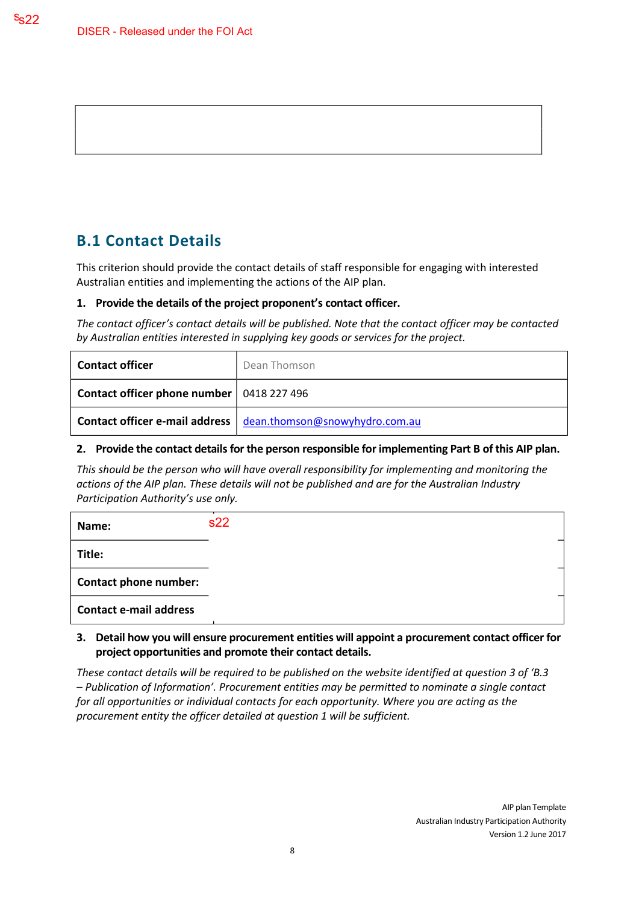## B.1 Contact Details

This criterion should provide the contact details of staff responsible for engaging with interested Australian entities and implementing the actions of the AIP plan.

**1. Provide the details of the project proponent's contact officer.**

*The contact officer's contact details will be published. Note that the contact officer may be contacted by Australian entities interested in supplying key goods or services for the project.*

| **Contact officer** | Dean Thomson |
|---|---|
| **Contact officer phone number** | 0418 227 496 |
| **Contact officer e-mail address** | dean.thomson@snowyhydro.com.au |

**2. Provide the contact details for the person responsible for implementing Part B of this AIP plan.**

*This should be the person who will have overall responsibility for implementing and monitoring the actions of the AIP plan. These details will not be published and are for the Australian Industry Participation Authority's use only.*

| **Name:** | s22 |
|---|---|
| **Title:** | |
| **Contact phone number:** | |
| **Contact e-mail address** | |

**3. Detail how you will ensure procurement entities will appoint a procurement contact officer for project opportunities and promote their contact details.**

*These contact details will be required to be published on the website identified at question 3 of 'B.3 – Publication of Information'. Procurement entities may be permitted to nominate a single contact for all opportunities or individual contacts for each opportunity. Where you are acting as the procurement entity the officer detailed at question 1 will be sufficient.*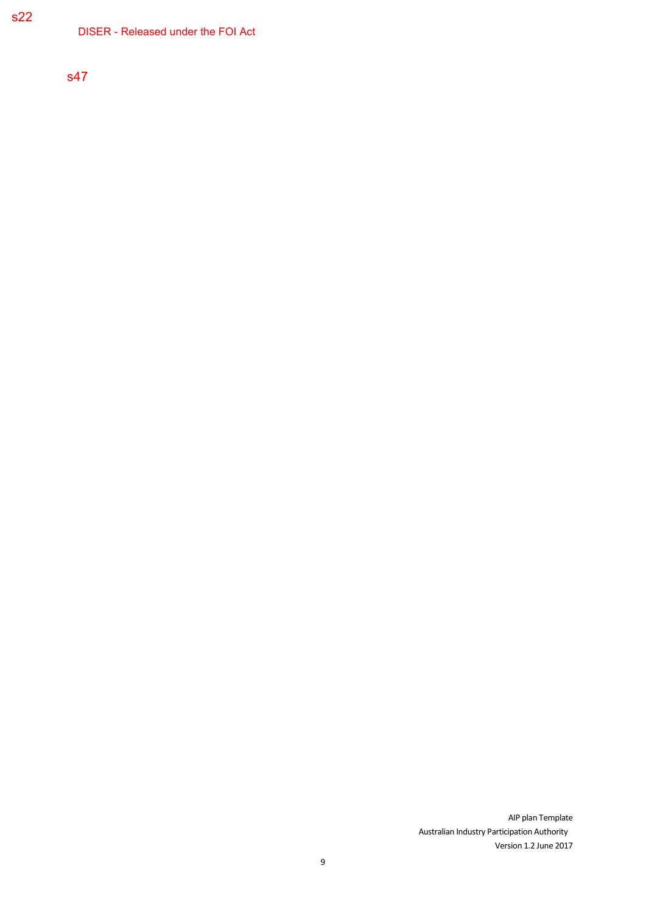s22

DISER - Released under the FOI Act

s47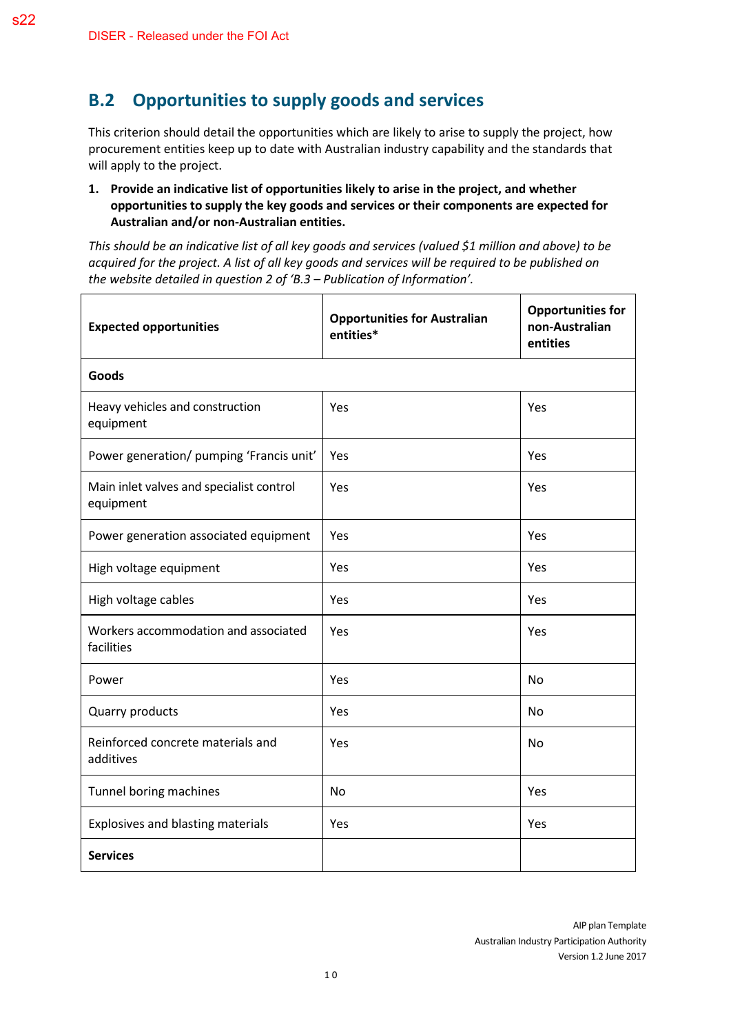## B.2 Opportunities to supply goods and services

This criterion should detail the opportunities which are likely to arise to supply the project, how procurement entities keep up to date with Australian industry capability and the standards that will apply to the project.

1. **Provide an indicative list of opportunities likely to arise in the project, and whether opportunities to supply the key goods and services or their components are expected for Australian and/or non-Australian entities.**

*This should be an indicative list of all key goods and services (valued $1 million and above) to be acquired for the project. A list of all key goods and services will be required to be published on the website detailed in question 2 of 'B.3 – Publication of Information'.*

| Expected opportunities | Opportunities for Australian entities* | Opportunities for non-Australian entities |
|---|---|---|
| **Goods** | | |
| Heavy vehicles and construction equipment | Yes | Yes |
| Power generation/ pumping 'Francis unit' | Yes | Yes |
| Main inlet valves and specialist control equipment | Yes | Yes |
| Power generation associated equipment | Yes | Yes |
| High voltage equipment | Yes | Yes |
| High voltage cables | Yes | Yes |
| Workers accommodation and associated facilities | Yes | Yes |
| Power | Yes | No |
| Quarry products | Yes | No |
| Reinforced concrete materials and additives | Yes | No |
| Tunnel boring machines | No | Yes |
| Explosives and blasting materials | Yes | Yes |
| **Services** | | |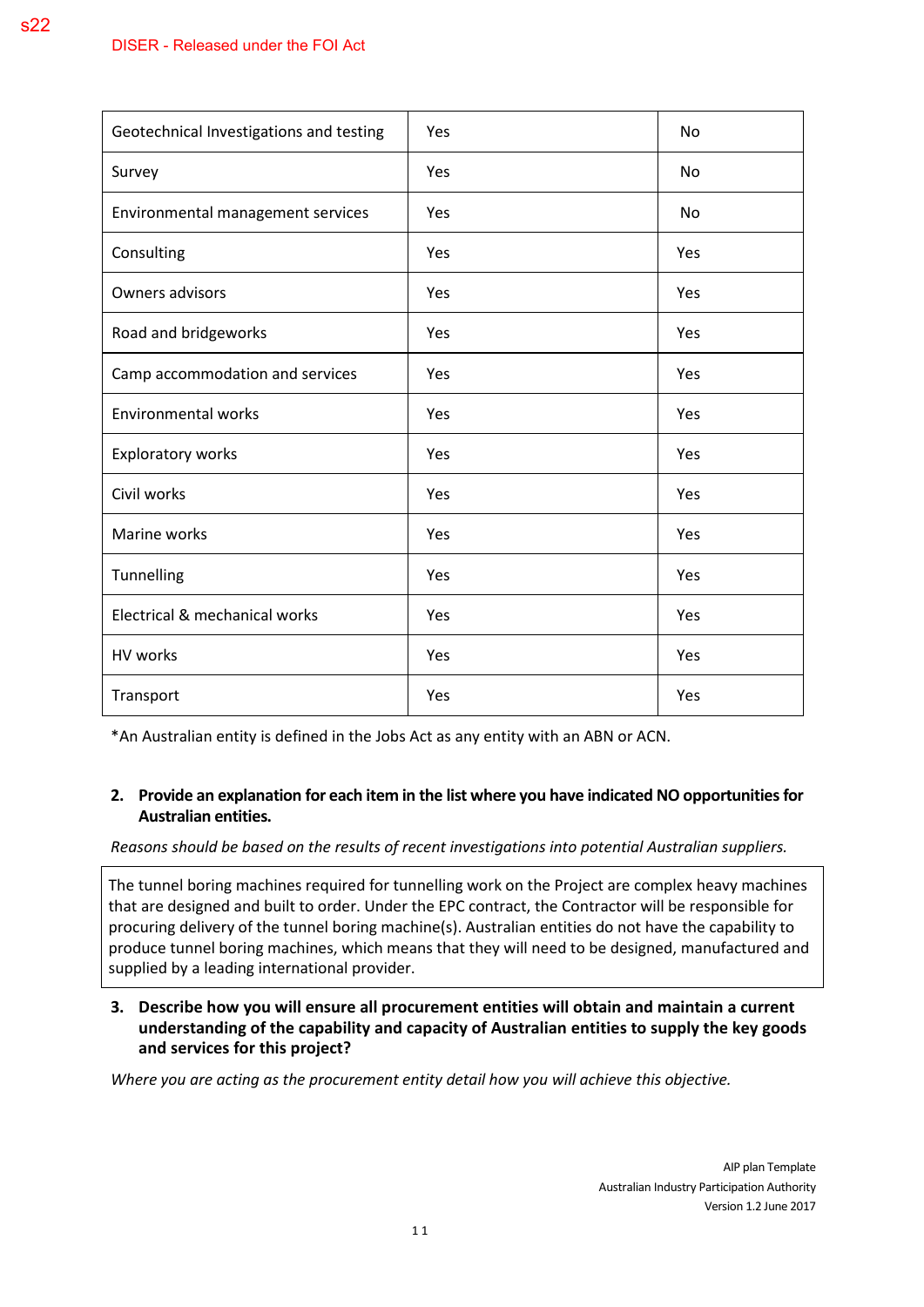s22

DISER - Released under the FOI Act

| Geotechnical Investigations and testing | Yes | No |
|---|---|---|
| Survey | Yes | No |
| Environmental management services | Yes | No |
| Consulting | Yes | Yes |
| Owners advisors | Yes | Yes |
| Road and bridgeworks | Yes | Yes |
| Camp accommodation and services | Yes | Yes |
| Environmental works | Yes | Yes |
| Exploratory works | Yes | Yes |
| Civil works | Yes | Yes |
| Marine works | Yes | Yes |
| Tunnelling | Yes | Yes |
| Electrical & mechanical works | Yes | Yes |
| HV works | Yes | Yes |
| Transport | Yes | Yes |

*An Australian entity is defined in the Jobs Act as any entity with an ABN or ACN.

**2. Provide an explanation for each item in the list where you have indicated NO opportunities for Australian entities.**

*Reasons should be based on the results of recent investigations into potential Australian suppliers.*

The tunnel boring machines required for tunnelling work on the Project are complex heavy machines that are designed and built to order. Under the EPC contract, the Contractor will be responsible for procuring delivery of the tunnel boring machine(s). Australian entities do not have the capability to produce tunnel boring machines, which means that they will need to be designed, manufactured and supplied by a leading international provider.

**3. Describe how you will ensure all procurement entities will obtain and maintain a current understanding of the capability and capacity of Australian entities to supply the key goods and services for this project?**

*Where you are acting as the procurement entity detail how you will achieve this objective.*

AIP plan Template
Australian Industry Participation Authority
Version 1.2 June 2017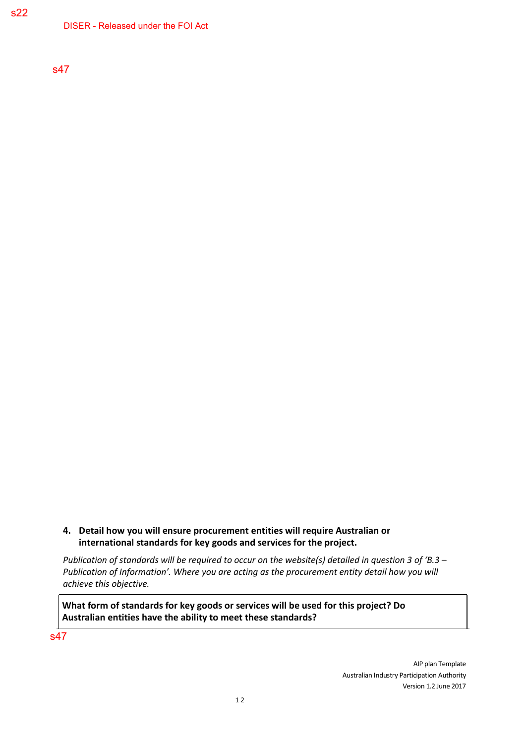s22

DISER - Released under the FOI Act

s47

**4. Detail how you will ensure procurement entities will require Australian or international standards for key goods and services for the project.**

*Publication of standards will be required to occur on the website(s) detailed in question 3 of 'B.3 – Publication of Information'. Where you are acting as the procurement entity detail how you will achieve this objective.*

| What form of standards for key goods or services will be used for this project? Do Australian entities have the ability to meet these standards? |
|---|

s47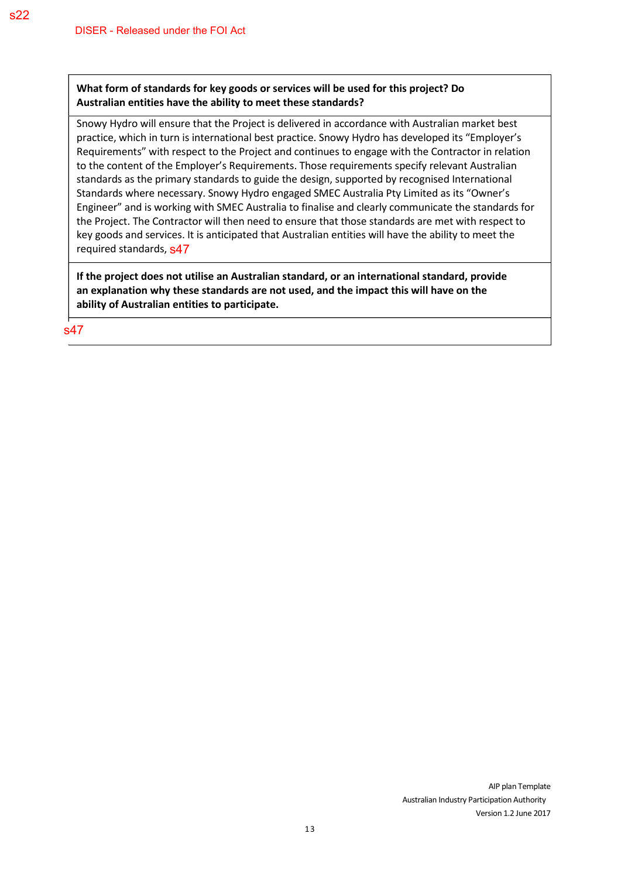s22

DISER - Released under the FOI Act

| **What form of standards for key goods or services will be used for this project? Do Australian entities have the ability to meet these standards?** |
| --- |
| Snowy Hydro will ensure that the Project is delivered in accordance with Australian market best practice, which in turn is international best practice. Snowy Hydro has developed its "Employer's Requirements" with respect to the Project and continues to engage with the Contractor in relation to the content of the Employer's Requirements. Those requirements specify relevant Australian standards as the primary standards to guide the design, supported by recognised International Standards where necessary. Snowy Hydro engaged SMEC Australia Pty Limited as its "Owner's Engineer" and is working with SMEC Australia to finalise and clearly communicate the standards for the Project. The Contractor will then need to ensure that those standards are met with respect to key goods and services. It is anticipated that Australian entities will have the ability to meet the required standards, s47 |
| **If the project does not utilise an Australian standard, or an international standard, provide an explanation why these standards are not used, and the impact this will have on the ability of Australian entities to participate.** |
| s47 |

AIP plan Template
Australian Industry Participation Authority
Version 1.2 June 2017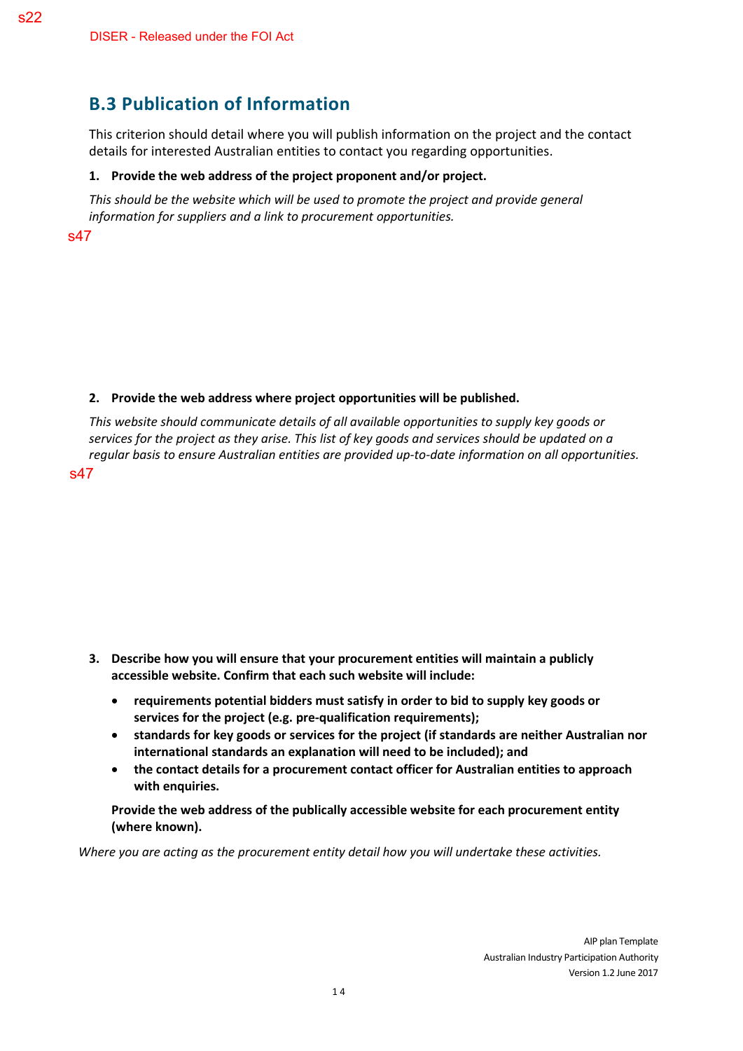s22

DISER - Released under the FOI Act

## B.3 Publication of Information

This criterion should detail where you will publish information on the project and the contact details for interested Australian entities to contact you regarding opportunities.

**1. Provide the web address of the project proponent and/or project.**

*This should be the website which will be used to promote the project and provide general information for suppliers and a link to procurement opportunities.*

s47

**2. Provide the web address where project opportunities will be published.**

*This website should communicate details of all available opportunities to supply key goods or services for the project as they arise. This list of key goods and services should be updated on a regular basis to ensure Australian entities are provided up-to-date information on all opportunities.*

s47

**3. Describe how you will ensure that your procurement entities will maintain a publicly accessible website. Confirm that each such website will include:**

- **requirements potential bidders must satisfy in order to bid to supply key goods or services for the project (e.g. pre-qualification requirements);**
- **standards for key goods or services for the project (if standards are neither Australian nor international standards an explanation will need to be included); and**
- **the contact details for a procurement contact officer for Australian entities to approach with enquiries.**

**Provide the web address of the publically accessible website for each procurement entity (where known).**

*Where you are acting as the procurement entity detail how you will undertake these activities.*

AIP plan Template
Australian Industry Participation Authority
Version 1.2 June 2017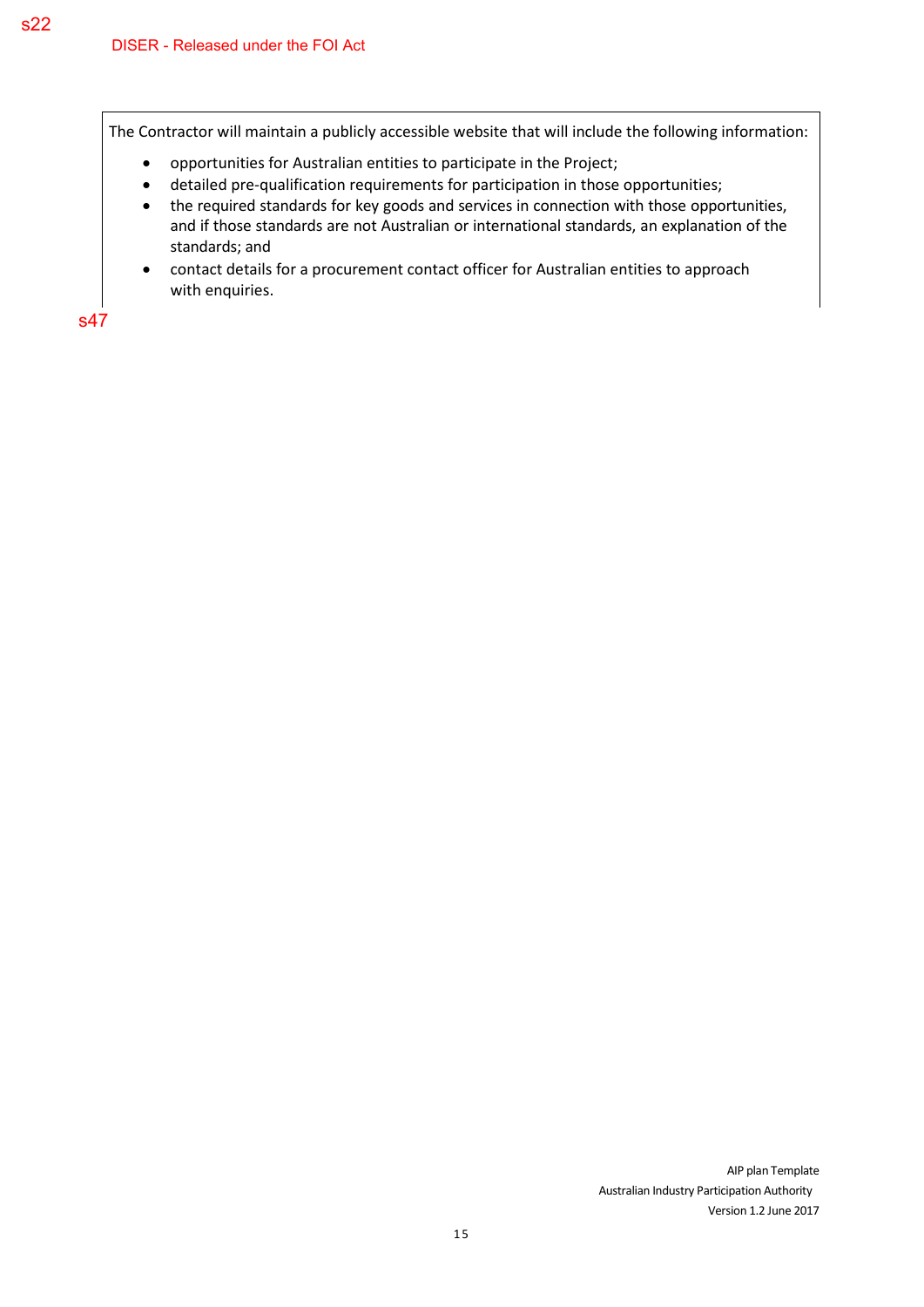s22

DISER - Released under the FOI Act

The Contractor will maintain a publicly accessible website that will include the following information:

- opportunities for Australian entities to participate in the Project;
- detailed pre-qualification requirements for participation in those opportunities;
- the required standards for key goods and services in connection with those opportunities, and if those standards are not Australian or international standards, an explanation of the standards; and
- contact details for a procurement contact officer for Australian entities to approach with enquiries.

s47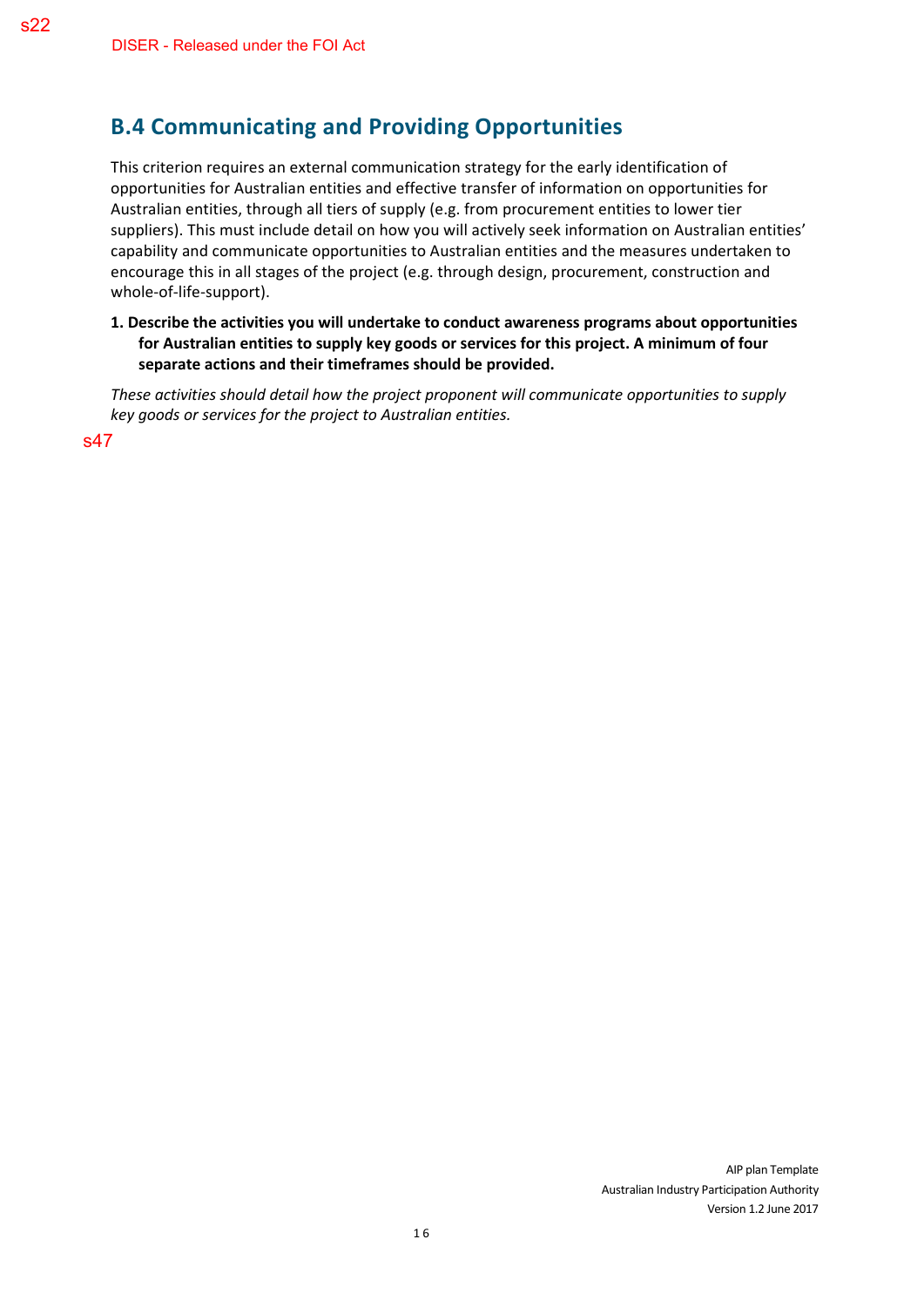s22

DISER - Released under the FOI Act

## B.4 Communicating and Providing Opportunities

This criterion requires an external communication strategy for the early identification of opportunities for Australian entities and effective transfer of information on opportunities for Australian entities, through all tiers of supply (e.g. from procurement entities to lower tier suppliers). This must include detail on how you will actively seek information on Australian entities' capability and communicate opportunities to Australian entities and the measures undertaken to encourage this in all stages of the project (e.g. through design, procurement, construction and whole-of-life-support).

1. **Describe the activities you will undertake to conduct awareness programs about opportunities for Australian entities to supply key goods or services for this project. A minimum of four separate actions and their timeframes should be provided.**

*These activities should detail how the project proponent will communicate opportunities to supply key goods or services for the project to Australian entities.*

s47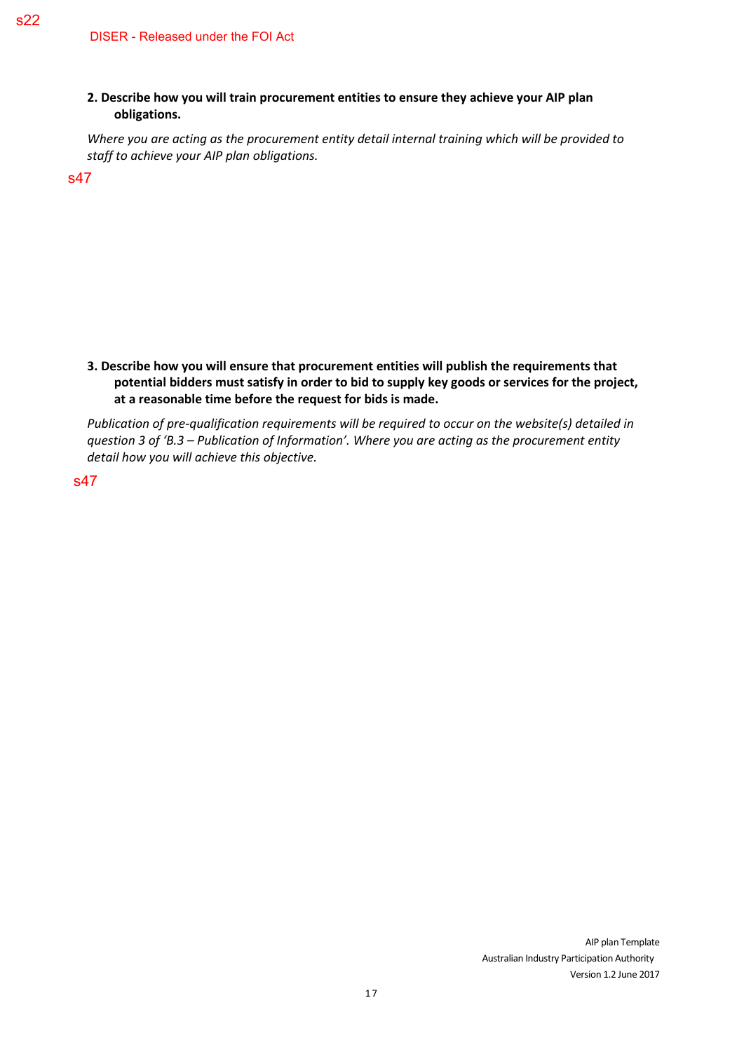s22

DISER - Released under the FOI Act

**2. Describe how you will train procurement entities to ensure they achieve your AIP plan obligations.**

*Where you are acting as the procurement entity detail internal training which will be provided to staff to achieve your AIP plan obligations.*

s47

**3. Describe how you will ensure that procurement entities will publish the requirements that potential bidders must satisfy in order to bid to supply key goods or services for the project, at a reasonable time before the request for bids is made.**

*Publication of pre-qualification requirements will be required to occur on the website(s) detailed in question 3 of 'B.3 – Publication of Information'. Where you are acting as the procurement entity detail how you will achieve this objective.*

s47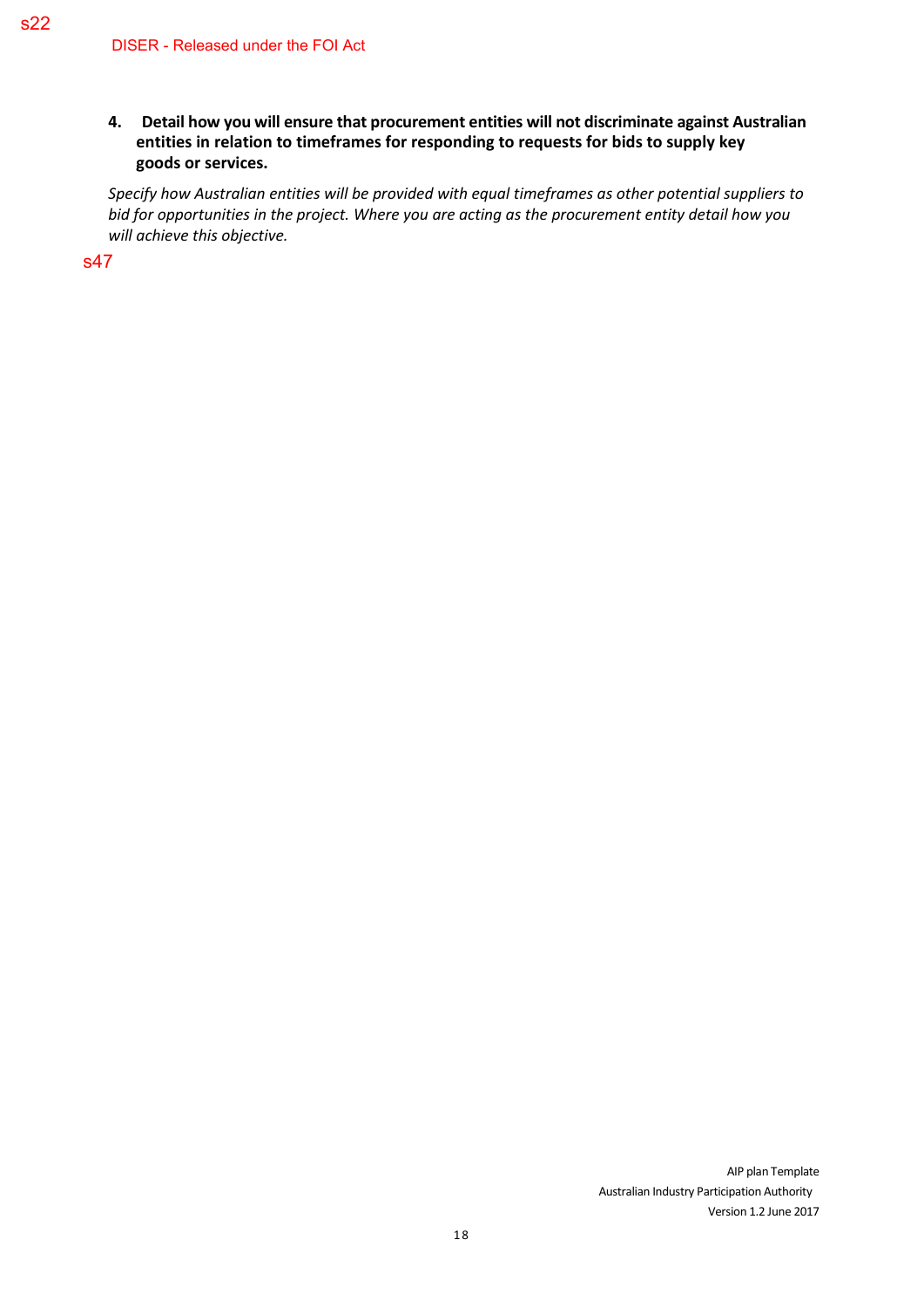s22

DISER - Released under the FOI Act

**4. Detail how you will ensure that procurement entities will not discriminate against Australian entities in relation to timeframes for responding to requests for bids to supply key goods or services.**

*Specify how Australian entities will be provided with equal timeframes as other potential suppliers to bid for opportunities in the project. Where you are acting as the procurement entity detail how you will achieve this objective.*

s47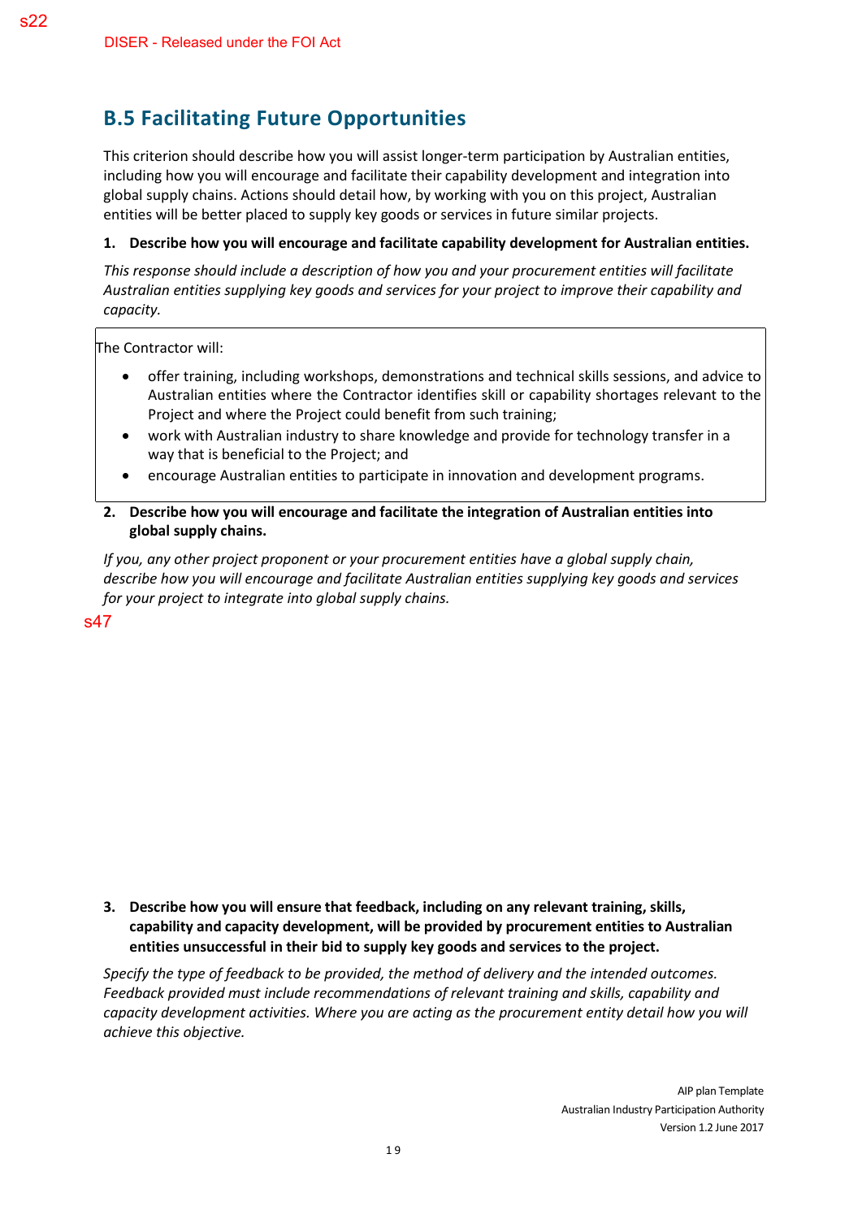s22

DISER - Released under the FOI Act

## B.5 Facilitating Future Opportunities

This criterion should describe how you will assist longer-term participation by Australian entities, including how you will encourage and facilitate their capability development and integration into global supply chains. Actions should detail how, by working with you on this project, Australian entities will be better placed to supply key goods or services in future similar projects.

**1. Describe how you will encourage and facilitate capability development for Australian entities.**

*This response should include a description of how you and your procurement entities will facilitate Australian entities supplying key goods and services for your project to improve their capability and capacity.*

The Contractor will:

- offer training, including workshops, demonstrations and technical skills sessions, and advice to Australian entities where the Contractor identifies skill or capability shortages relevant to the Project and where the Project could benefit from such training;
- work with Australian industry to share knowledge and provide for technology transfer in a way that is beneficial to the Project; and
- encourage Australian entities to participate in innovation and development programs.

**2. Describe how you will encourage and facilitate the integration of Australian entities into global supply chains.**

*If you, any other project proponent or your procurement entities have a global supply chain, describe how you will encourage and facilitate Australian entities supplying key goods and services for your project to integrate into global supply chains.*

s47

**3. Describe how you will ensure that feedback, including on any relevant training, skills, capability and capacity development, will be provided by procurement entities to Australian entities unsuccessful in their bid to supply key goods and services to the project.**

*Specify the type of feedback to be provided, the method of delivery and the intended outcomes. Feedback provided must include recommendations of relevant training and skills, capability and capacity development activities. Where you are acting as the procurement entity detail how you will achieve this objective.*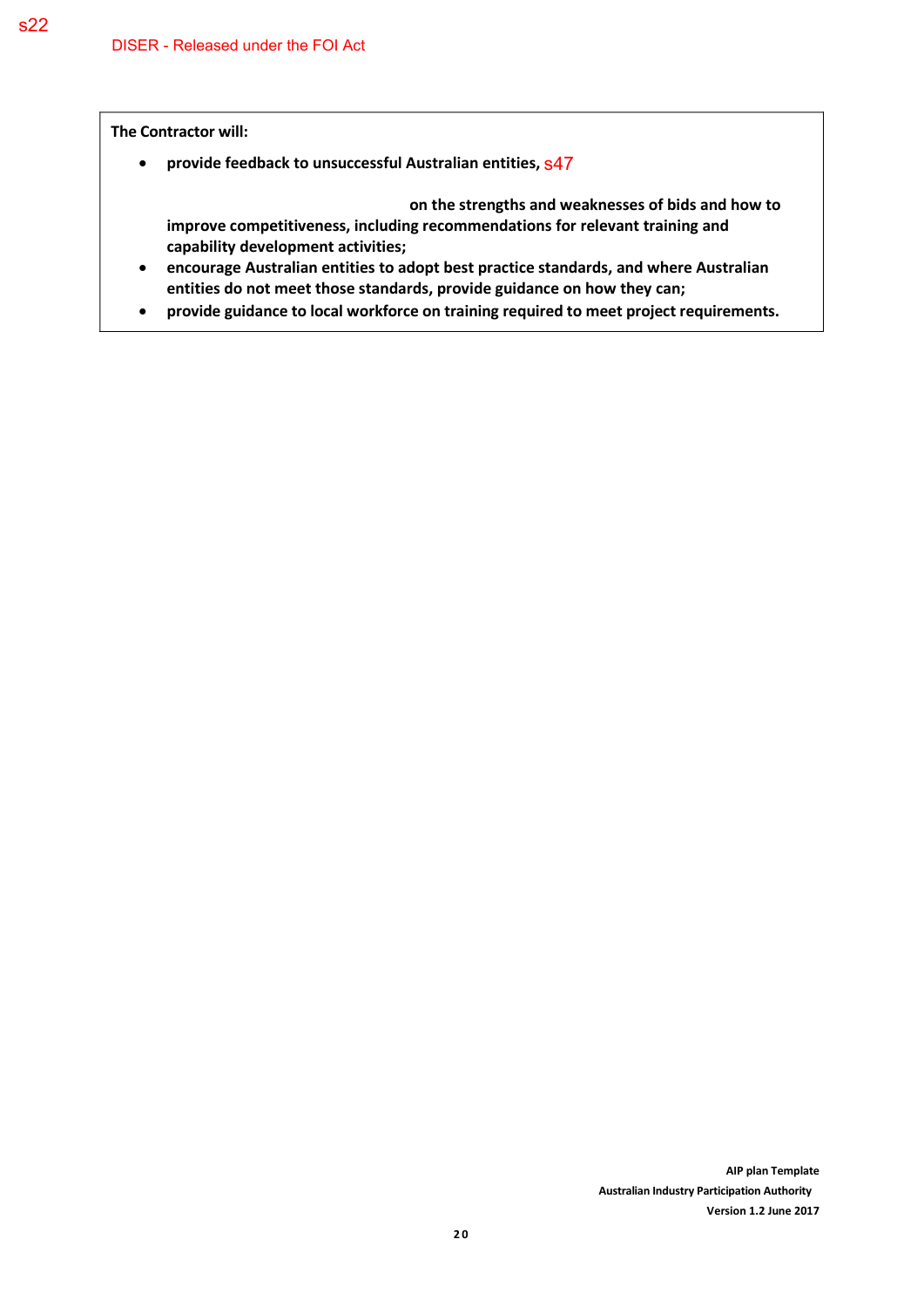**The Contractor will:**

- **provide feedback to unsuccessful Australian entities,** s47 **on the strengths and weaknesses of bids and how to improve competitiveness, including recommendations for relevant training and capability development activities;**
- **encourage Australian entities to adopt best practice standards, and where Australian entities do not meet those standards, provide guidance on how they can;**
- **provide guidance to local workforce on training required to meet project requirements.**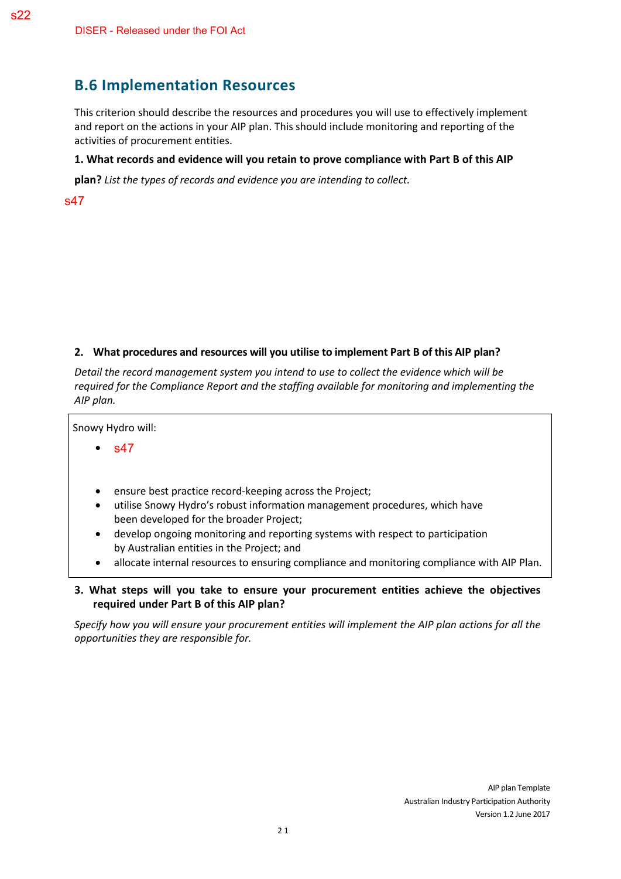s22

DISER - Released under the FOI Act

## B.6 Implementation Resources

This criterion should describe the resources and procedures you will use to effectively implement and report on the actions in your AIP plan. This should include monitoring and reporting of the activities of procurement entities.

**1. What records and evidence will you retain to prove compliance with Part B of this AIP plan?** *List the types of records and evidence you are intending to collect.*

s47

**2. What procedures and resources will you utilise to implement Part B of this AIP plan?**

*Detail the record management system you intend to use to collect the evidence which will be required for the Compliance Report and the staffing available for monitoring and implementing the AIP plan.*

Snowy Hydro will:

- s47
- ensure best practice record-keeping across the Project;
- utilise Snowy Hydro's robust information management procedures, which have been developed for the broader Project;
- develop ongoing monitoring and reporting systems with respect to participation by Australian entities in the Project; and
- allocate internal resources to ensuring compliance and monitoring compliance with AIP Plan.

**3. What steps will you take to ensure your procurement entities achieve the objectives required under Part B of this AIP plan?**

*Specify how you will ensure your procurement entities will implement the AIP plan actions for all the opportunities they are responsible for.*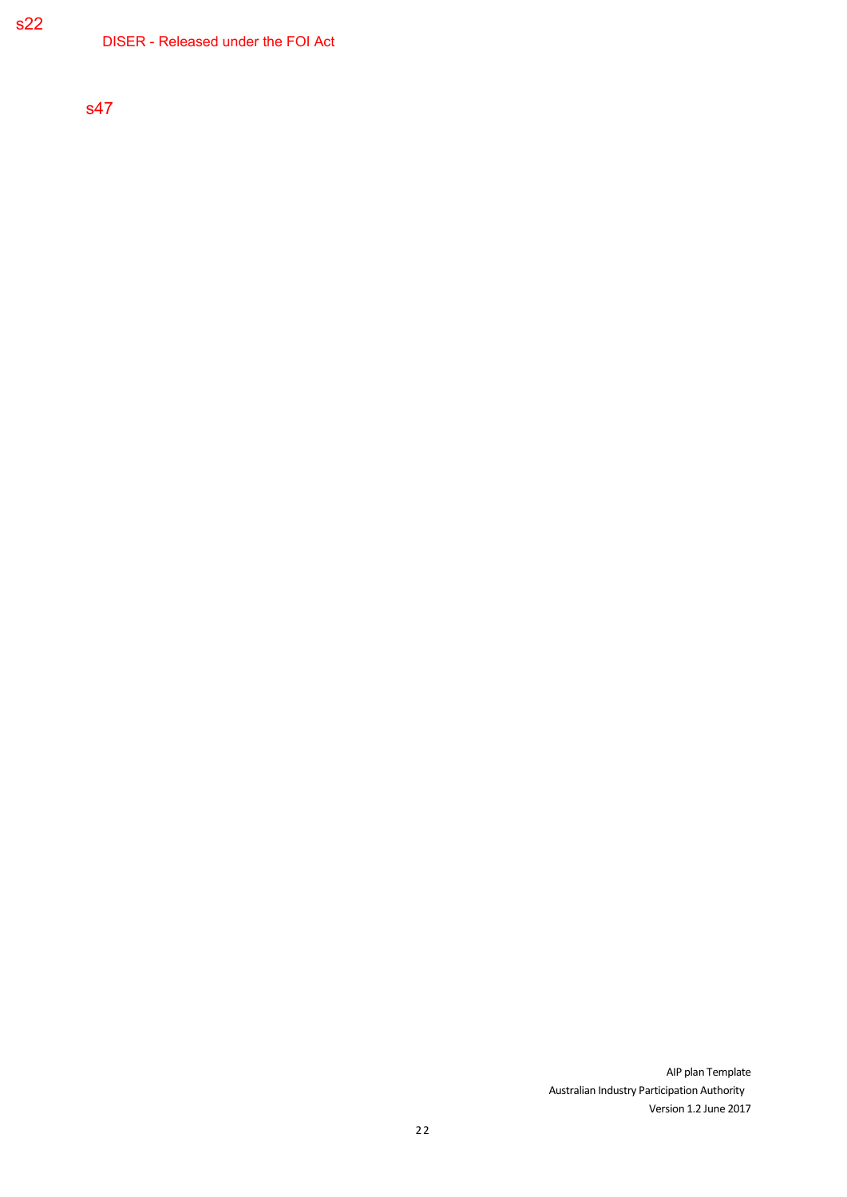s22

DISER - Released under the FOI Act

s47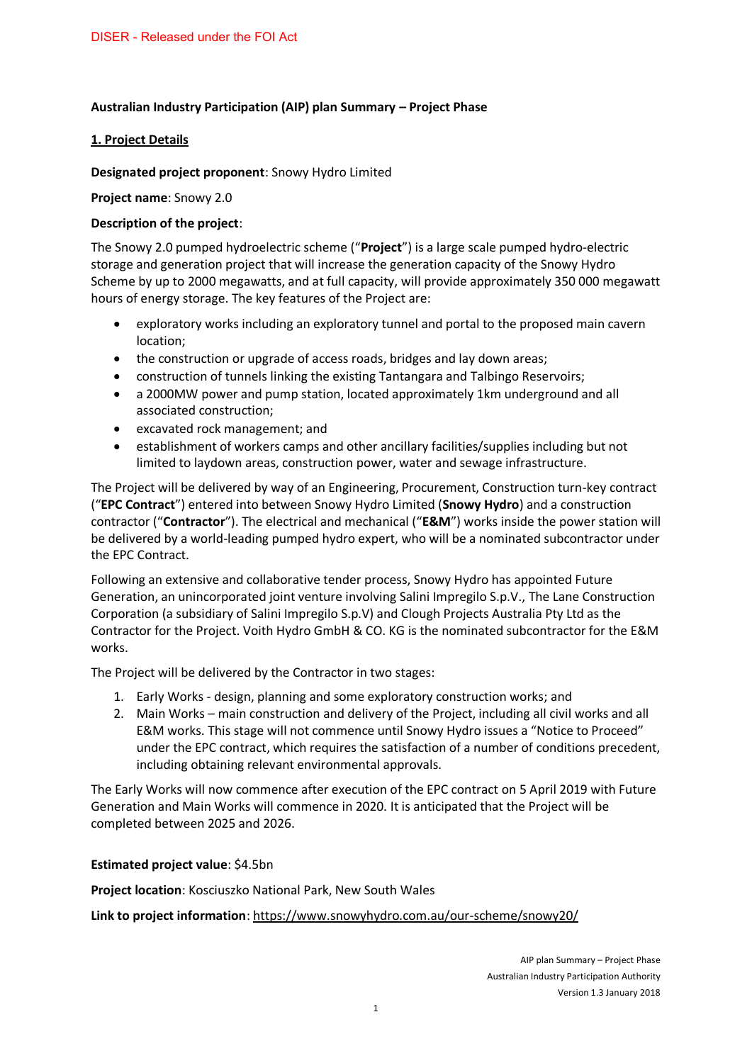DISER - Released under the FOI Act

**Australian Industry Participation (AIP) plan Summary – Project Phase**

**1. Project Details**

**Designated project proponent**: Snowy Hydro Limited

**Project name**: Snowy 2.0

**Description of the project**:

The Snowy 2.0 pumped hydroelectric scheme ("**Project**") is a large scale pumped hydro-electric storage and generation project that will increase the generation capacity of the Snowy Hydro Scheme by up to 2000 megawatts, and at full capacity, will provide approximately 350 000 megawatt hours of energy storage. The key features of the Project are:

- exploratory works including an exploratory tunnel and portal to the proposed main cavern location;
- the construction or upgrade of access roads, bridges and lay down areas;
- construction of tunnels linking the existing Tantangara and Talbingo Reservoirs;
- a 2000MW power and pump station, located approximately 1km underground and all associated construction;
- excavated rock management; and
- establishment of workers camps and other ancillary facilities/supplies including but not limited to laydown areas, construction power, water and sewage infrastructure.

The Project will be delivered by way of an Engineering, Procurement, Construction turn-key contract ("**EPC Contract**") entered into between Snowy Hydro Limited (**Snowy Hydro**) and a construction contractor ("**Contractor**"). The electrical and mechanical ("**E&M**") works inside the power station will be delivered by a world-leading pumped hydro expert, who will be a nominated subcontractor under the EPC Contract.

Following an extensive and collaborative tender process, Snowy Hydro has appointed Future Generation, an unincorporated joint venture involving Salini Impregilo S.p.V., The Lane Construction Corporation (a subsidiary of Salini Impregilo S.p.V) and Clough Projects Australia Pty Ltd as the Contractor for the Project. Voith Hydro GmbH & CO. KG is the nominated subcontractor for the E&M works.

The Project will be delivered by the Contractor in two stages:

1. Early Works - design, planning and some exploratory construction works; and
2. Main Works – main construction and delivery of the Project, including all civil works and all E&M works. This stage will not commence until Snowy Hydro issues a "Notice to Proceed" under the EPC contract, which requires the satisfaction of a number of conditions precedent, including obtaining relevant environmental approvals.

The Early Works will now commence after execution of the EPC contract on 5 April 2019 with Future Generation and Main Works will commence in 2020. It is anticipated that the Project will be completed between 2025 and 2026.

**Estimated project value**: $4.5bn

**Project location**: Kosciuszko National Park, New South Wales

**Link to project information**: https://www.snowyhydro.com.au/our-scheme/snowy20/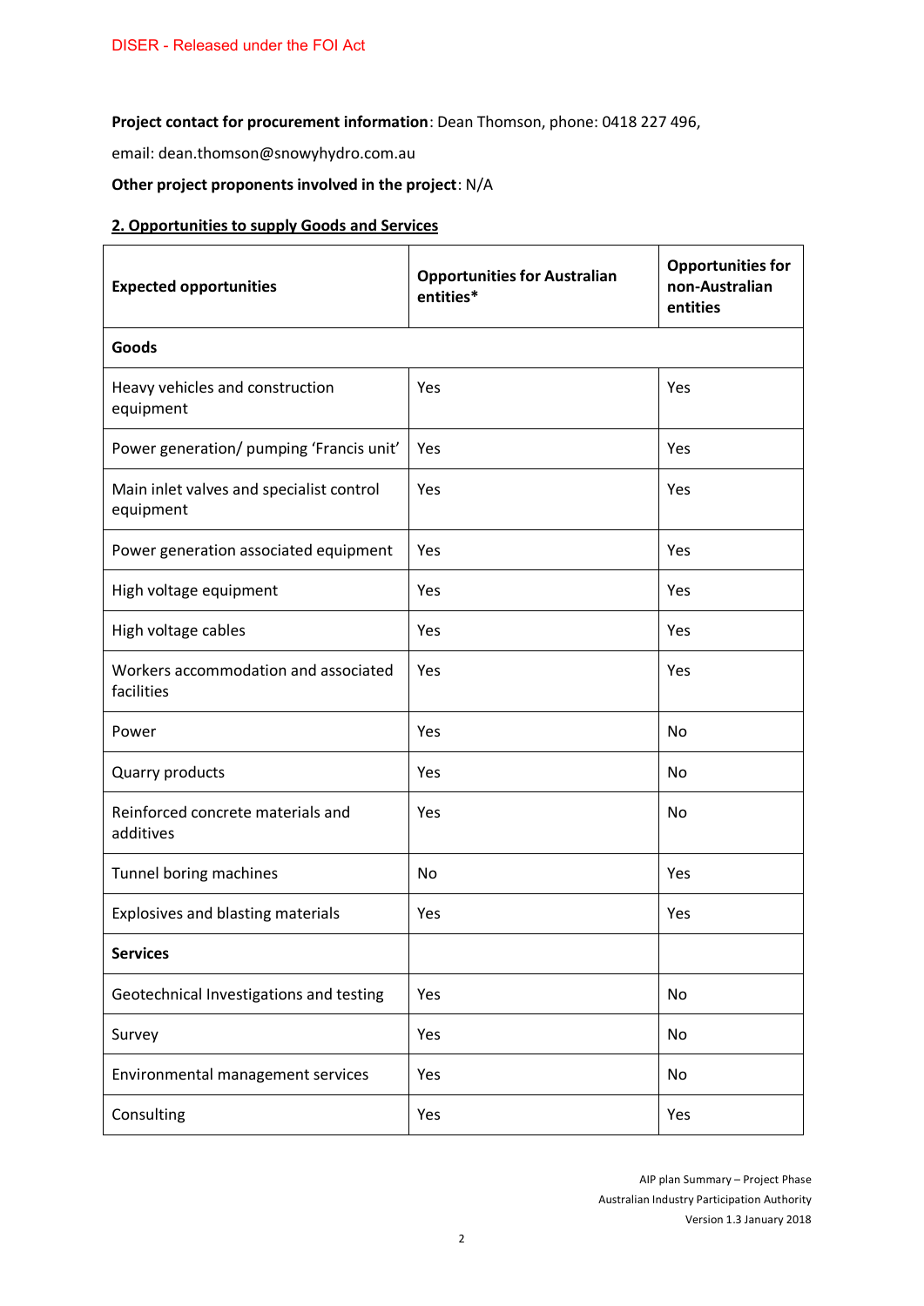**Project contact for procurement information**: Dean Thomson, phone: 0418 227 496,

email: dean.thomson@snowyhydro.com.au

**Other project proponents involved in the project**: N/A

## 2. Opportunities to supply Goods and Services

| **Expected opportunities** | **Opportunities for Australian entities*** | **Opportunities for non-Australian entities** |
|---|---|---|
| **Goods** | | |
| Heavy vehicles and construction equipment | Yes | Yes |
| Power generation/ pumping 'Francis unit' | Yes | Yes |
| Main inlet valves and specialist control equipment | Yes | Yes |
| Power generation associated equipment | Yes | Yes |
| High voltage equipment | Yes | Yes |
| High voltage cables | Yes | Yes |
| Workers accommodation and associated facilities | Yes | Yes |
| Power | Yes | No |
| Quarry products | Yes | No |
| Reinforced concrete materials and additives | Yes | No |
| Tunnel boring machines | No | Yes |
| Explosives and blasting materials | Yes | Yes |
| **Services** | | |
| Geotechnical Investigations and testing | Yes | No |
| Survey | Yes | No |
| Environmental management services | Yes | No |
| Consulting | Yes | Yes |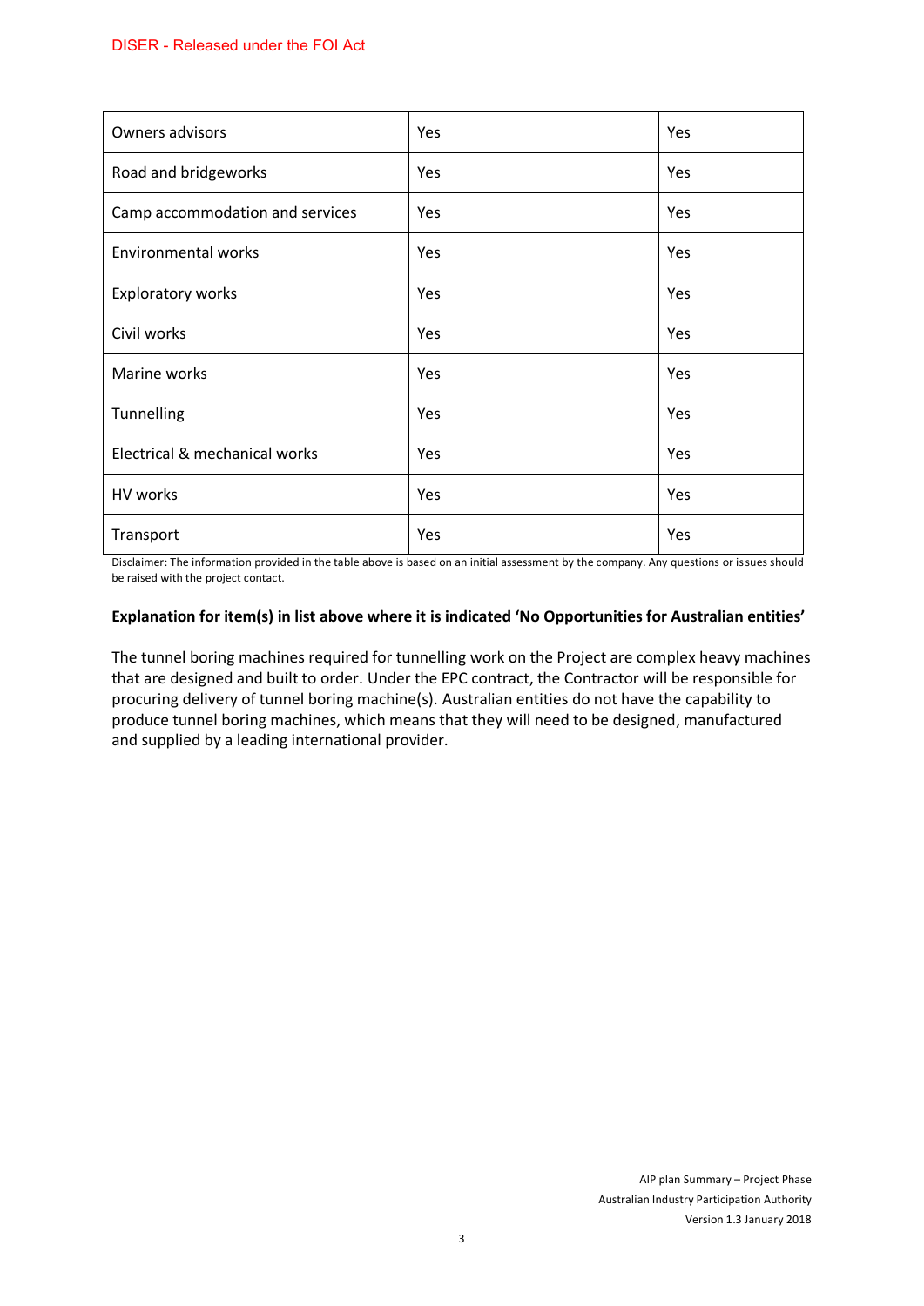| Owners advisors | Yes | Yes |
|---|---|---|
| Road and bridgeworks | Yes | Yes |
| Camp accommodation and services | Yes | Yes |
| Environmental works | Yes | Yes |
| Exploratory works | Yes | Yes |
| Civil works | Yes | Yes |
| Marine works | Yes | Yes |
| Tunnelling | Yes | Yes |
| Electrical & mechanical works | Yes | Yes |
| HV works | Yes | Yes |
| Transport | Yes | Yes |

Disclaimer: The information provided in the table above is based on an initial assessment by the company. Any questions or issues should be raised with the project contact.

**Explanation for item(s) in list above where it is indicated 'No Opportunities for Australian entities'**

The tunnel boring machines required for tunnelling work on the Project are complex heavy machines that are designed and built to order. Under the EPC contract, the Contractor will be responsible for procuring delivery of tunnel boring machine(s). Australian entities do not have the capability to produce tunnel boring machines, which means that they will need to be designed, manufactured and supplied by a leading international provider.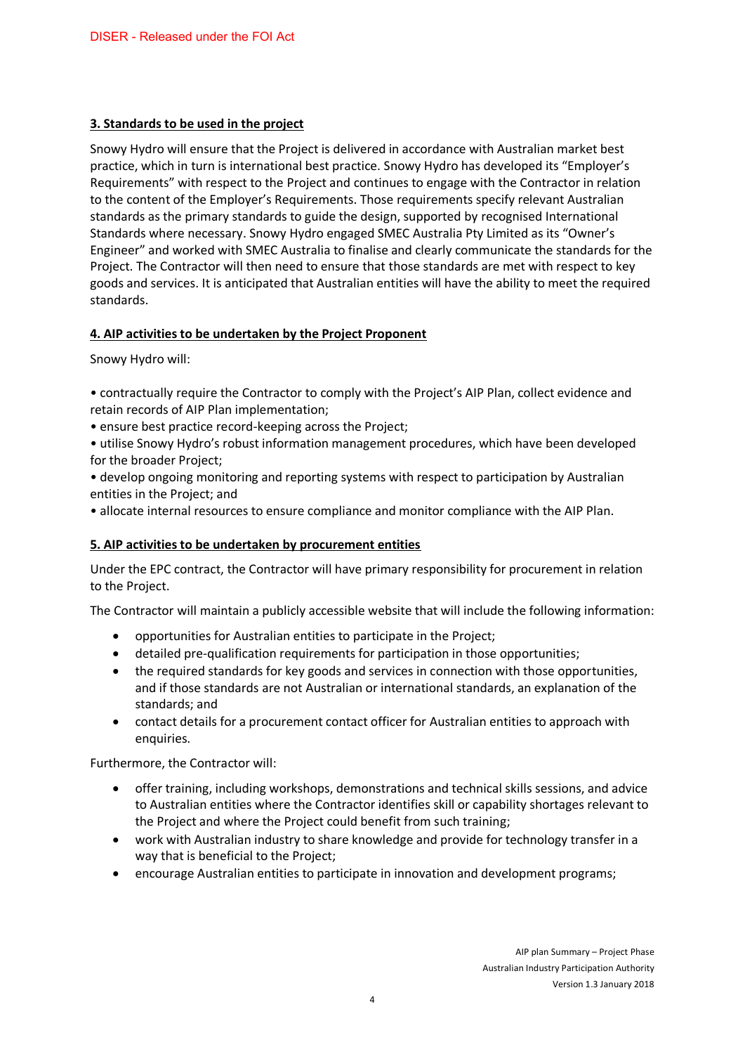**3. Standards to be used in the project**

Snowy Hydro will ensure that the Project is delivered in accordance with Australian market best practice, which in turn is international best practice. Snowy Hydro has developed its "Employer's Requirements" with respect to the Project and continues to engage with the Contractor in relation to the content of the Employer's Requirements. Those requirements specify relevant Australian standards as the primary standards to guide the design, supported by recognised International Standards where necessary. Snowy Hydro engaged SMEC Australia Pty Limited as its "Owner's Engineer" and worked with SMEC Australia to finalise and clearly communicate the standards for the Project. The Contractor will then need to ensure that those standards are met with respect to key goods and services. It is anticipated that Australian entities will have the ability to meet the required standards.

**4. AIP activities to be undertaken by the Project Proponent**

Snowy Hydro will:

- contractually require the Contractor to comply with the Project's AIP Plan, collect evidence and retain records of AIP Plan implementation;
- ensure best practice record-keeping across the Project;
- utilise Snowy Hydro's robust information management procedures, which have been developed for the broader Project;
- develop ongoing monitoring and reporting systems with respect to participation by Australian entities in the Project; and
- allocate internal resources to ensure compliance and monitor compliance with the AIP Plan.

**5. AIP activities to be undertaken by procurement entities**

Under the EPC contract, the Contractor will have primary responsibility for procurement in relation to the Project.

The Contractor will maintain a publicly accessible website that will include the following information:

- opportunities for Australian entities to participate in the Project;
- detailed pre-qualification requirements for participation in those opportunities;
- the required standards for key goods and services in connection with those opportunities, and if those standards are not Australian or international standards, an explanation of the standards; and
- contact details for a procurement contact officer for Australian entities to approach with enquiries.

Furthermore, the Contractor will:

- offer training, including workshops, demonstrations and technical skills sessions, and advice to Australian entities where the Contractor identifies skill or capability shortages relevant to the Project and where the Project could benefit from such training;
- work with Australian industry to share knowledge and provide for technology transfer in a way that is beneficial to the Project;
- encourage Australian entities to participate in innovation and development programs;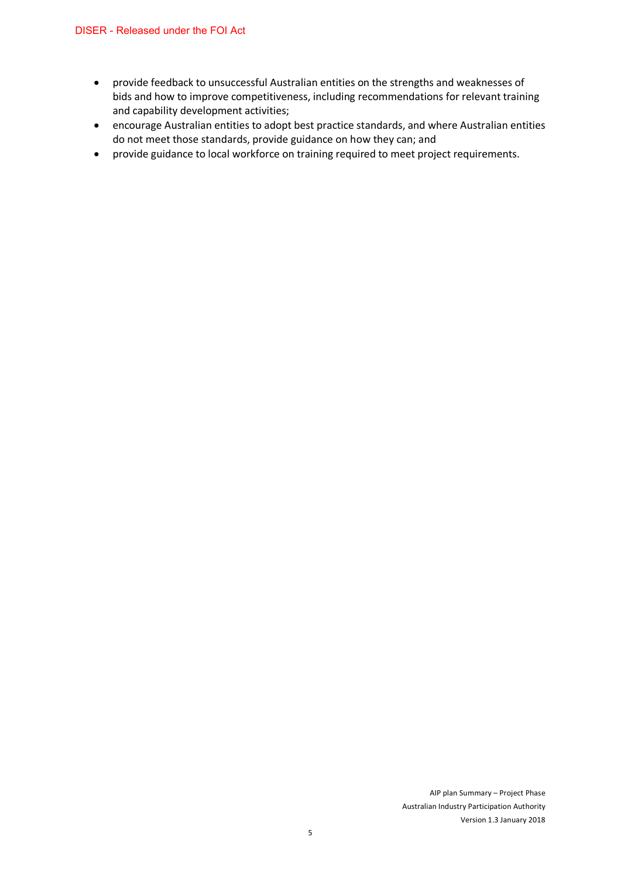- provide feedback to unsuccessful Australian entities on the strengths and weaknesses of bids and how to improve competitiveness, including recommendations for relevant training and capability development activities;
- encourage Australian entities to adopt best practice standards, and where Australian entities do not meet those standards, provide guidance on how they can; and
- provide guidance to local workforce on training required to meet project requirements.